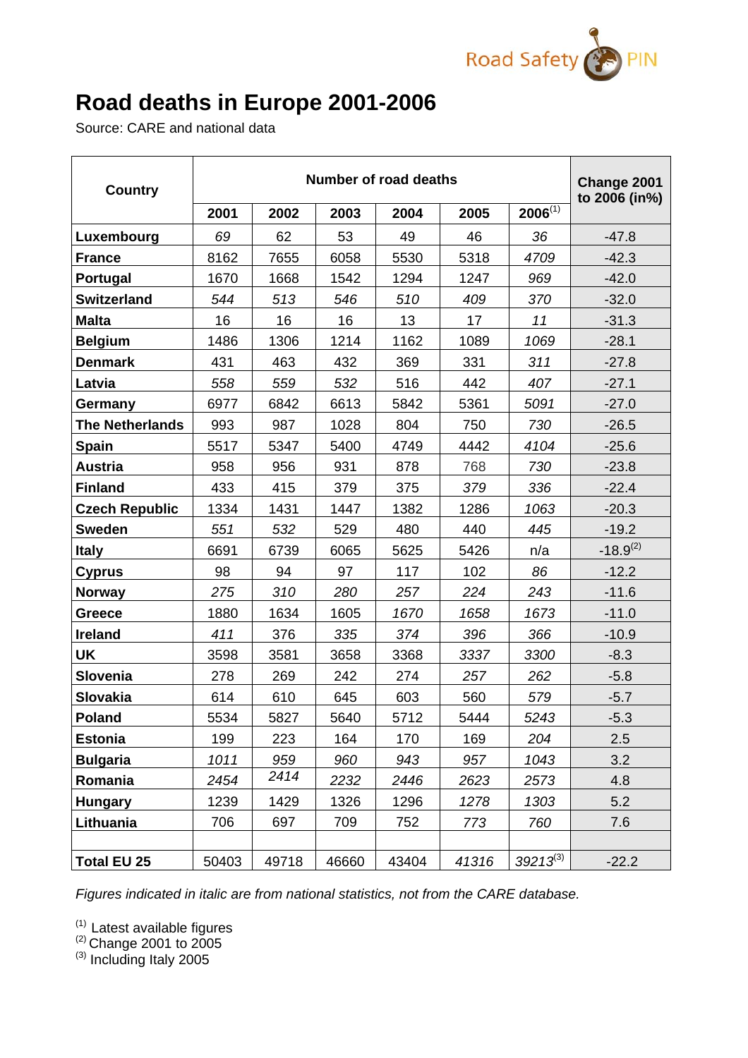# Road deaths in Europe 2001-2006

Source: CARE and national data

| Country | Number of road deaths | | | | | | Change 2001 to 2006 (in%) |
|---|---|---|---|---|---|---|---|
| | 2001 | 2002 | 2003 | 2004 | 2005 | 2006[(1)] | |
| **Luxembourg** | *69* | 62 | 53 | 49 | 46 | *36* | -47.8 |
| **France** | 8162 | 7655 | 6058 | 5530 | 5318 | *4709* | -42.3 |
| **Portugal** | 1670 | 1668 | 1542 | 1294 | 1247 | *969* | -42.0 |
| **Switzerland** | *544* | *513* | *546* | *510* | *409* | *370* | -32.0 |
| **Malta** | 16 | 16 | 16 | 13 | 17 | *11* | -31.3 |
| **Belgium** | 1486 | 1306 | 1214 | 1162 | 1089 | *1069* | -28.1 |
| **Denmark** | 431 | 463 | 432 | 369 | 331 | *311* | -27.8 |
| **Latvia** | *558* | *559* | *532* | 516 | 442 | *407* | -27.1 |
| **Germany** | 6977 | 6842 | 6613 | 5842 | 5361 | *5091* | -27.0 |
| **The Netherlands** | 993 | 987 | 1028 | 804 | 750 | *730* | -26.5 |
| **Spain** | 5517 | 5347 | 5400 | 4749 | 4442 | *4104* | -25.6 |
| **Austria** | 958 | 956 | 931 | 878 | 768 | *730* | -23.8 |
| **Finland** | 433 | 415 | 379 | 375 | *379* | *336* | -22.4 |
| **Czech Republic** | 1334 | 1431 | 1447 | 1382 | 1286 | *1063* | -20.3 |
| **Sweden** | *551* | *532* | 529 | 480 | 440 | *445* | -19.2 |
| **Italy** | 6691 | 6739 | 6065 | 5625 | 5426 | n/a | -18.9[(2)] |
| **Cyprus** | 98 | 94 | 97 | 117 | 102 | *86* | -12.2 |
| **Norway** | *275* | *310* | *280* | *257* | *224* | *243* | -11.6 |
| **Greece** | 1880 | 1634 | 1605 | *1670* | *1658* | *1673* | -11.0 |
| **Ireland** | *411* | 376 | 335 | *374* | *396* | *366* | -10.9 |
| **UK** | 3598 | 3581 | 3658 | 3368 | *3337* | *3300* | -8.3 |
| **Slovenia** | 278 | 269 | 242 | 274 | *257* | *262* | -5.8 |
| **Slovakia** | 614 | 610 | 645 | 603 | 560 | *579* | -5.7 |
| **Poland** | 5534 | 5827 | 5640 | 5712 | 5444 | *5243* | -5.3 |
| **Estonia** | 199 | 223 | 164 | 170 | 169 | *204* | 2.5 |
| **Bulgaria** | *1011* | *959* | *960* | *943* | *957* | *1043* | 3.2 |
| **Romania** | *2454* | *2414* | *2232* | *2446* | *2623* | *2573* | 4.8 |
| **Hungary** | 1239 | 1429 | 1326 | 1296 | *1278* | *1303* | 5.2 |
| **Lithuania** | 706 | 697 | 709 | 752 | *773* | *760* | 7.6 |
| | | | | | | | |
| **Total EU 25** | 50403 | 49718 | 46660 | 43404 | *41316* | *39213*[(3)] | -22.2 |

*Figures indicated in italic are from national statistics, not from the CARE database.*

[(1)] Latest available figures
[(2)] Change 2001 to 2005
[(3)] Including Italy 2005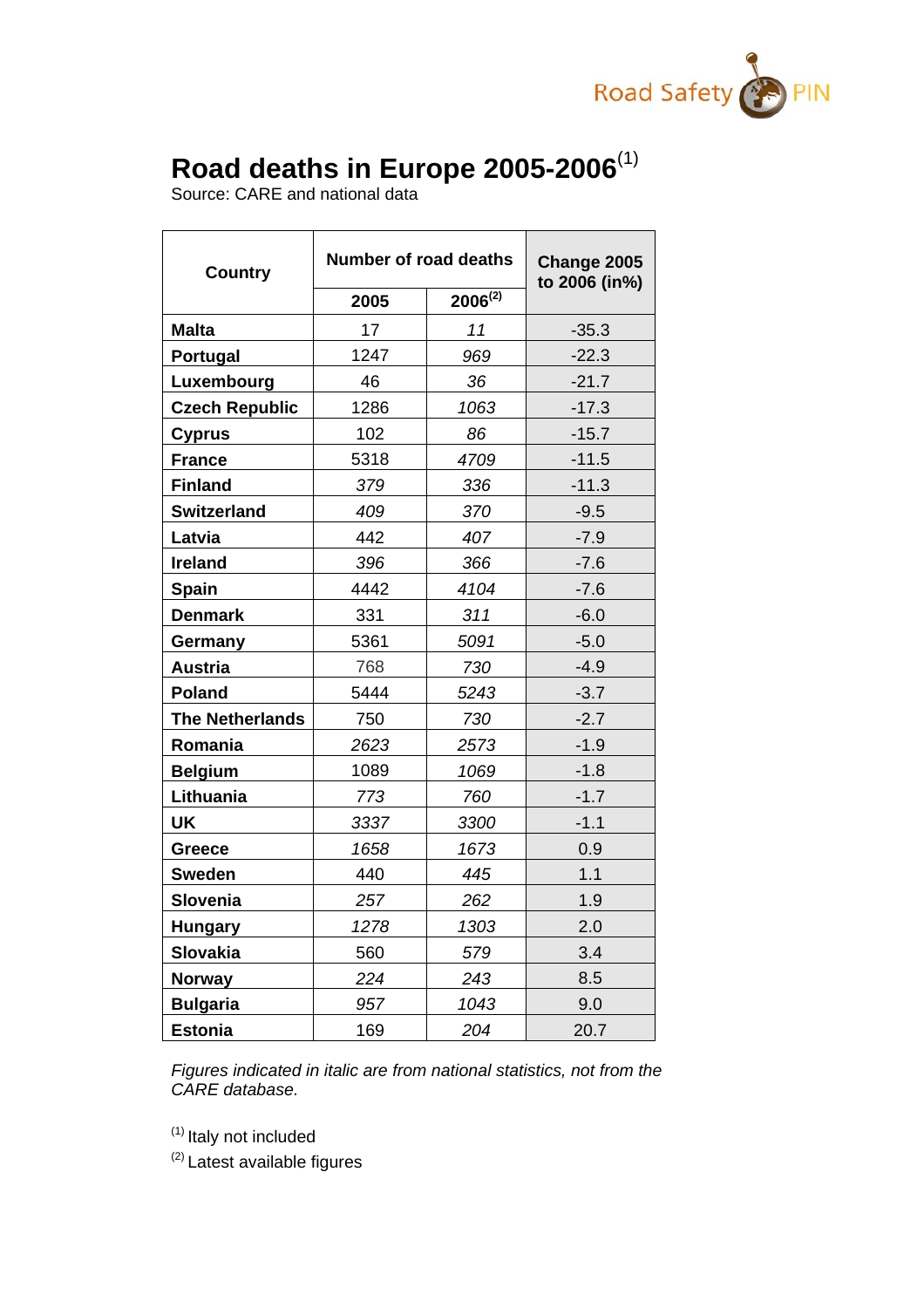# Road deaths in Europe 2005-2006[1]

Source: CARE and national data

| Country | Number of road deaths | | Change 2005 to 2006 (in%) |
|---|---|---|---|
| | 2005 | 2006[2] | |
| **Malta** | 17 | *11* | -35.3 |
| **Portugal** | 1247 | *969* | -22.3 |
| **Luxembourg** | 46 | *36* | -21.7 |
| **Czech Republic** | 1286 | *1063* | -17.3 |
| **Cyprus** | 102 | *86* | -15.7 |
| **France** | 5318 | *4709* | -11.5 |
| **Finland** | *379* | *336* | -11.3 |
| **Switzerland** | *409* | *370* | -9.5 |
| **Latvia** | 442 | *407* | -7.9 |
| **Ireland** | *396* | *366* | -7.6 |
| **Spain** | 4442 | *4104* | -7.6 |
| **Denmark** | 331 | *311* | -6.0 |
| **Germany** | 5361 | *5091* | -5.0 |
| **Austria** | 768 | *730* | -4.9 |
| **Poland** | 5444 | *5243* | -3.7 |
| **The Netherlands** | 750 | *730* | -2.7 |
| **Romania** | *2623* | 2573 | -1.9 |
| **Belgium** | 1089 | *1069* | -1.8 |
| **Lithuania** | *773* | 760 | -1.7 |
| **UK** | *3337* | 3300 | -1.1 |
| **Greece** | *1658* | 1673 | 0.9 |
| **Sweden** | 440 | *445* | 1.1 |
| **Slovenia** | *257* | 262 | 1.9 |
| **Hungary** | *1278* | 1303 | 2.0 |
| **Slovakia** | 560 | *579* | 3.4 |
| **Norway** | *224* | *243* | 8.5 |
| **Bulgaria** | *957* | *1043* | 9.0 |
| **Estonia** | 169 | *204* | 20.7 |

*Figures indicated in italic are from national statistics, not from the CARE database.*

[1] Italy not included

[2] Latest available figures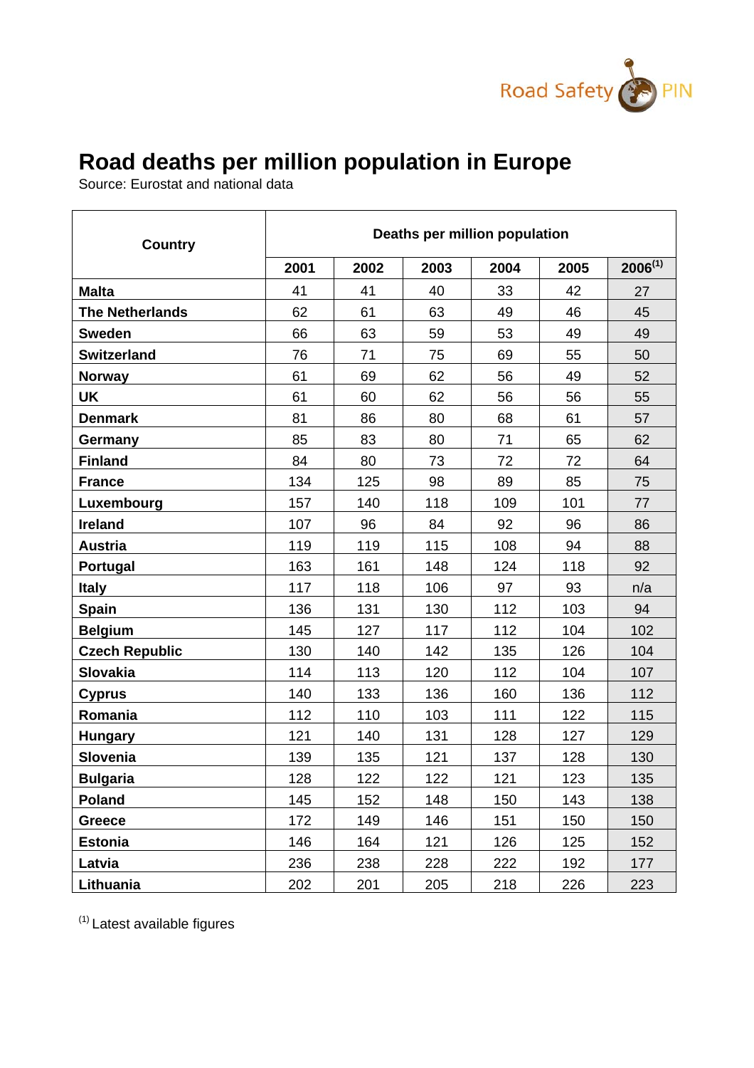# Road deaths per million population in Europe

Source: Eurostat and national data

| Country | Deaths per million population | | | | | |
|---|---|---|---|---|---|---|
| | 2001 | 2002 | 2003 | 2004 | 2005 | 2006[1] |
| **Malta** | 41 | 41 | 40 | 33 | 42 | 27 |
| **The Netherlands** | 62 | 61 | 63 | 49 | 46 | 45 |
| **Sweden** | 66 | 63 | 59 | 53 | 49 | 49 |
| **Switzerland** | 76 | 71 | 75 | 69 | 55 | 50 |
| **Norway** | 61 | 69 | 62 | 56 | 49 | 52 |
| **UK** | 61 | 60 | 62 | 56 | 56 | 55 |
| **Denmark** | 81 | 86 | 80 | 68 | 61 | 57 |
| **Germany** | 85 | 83 | 80 | 71 | 65 | 62 |
| **Finland** | 84 | 80 | 73 | 72 | 72 | 64 |
| **France** | 134 | 125 | 98 | 89 | 85 | 75 |
| **Luxembourg** | 157 | 140 | 118 | 109 | 101 | 77 |
| **Ireland** | 107 | 96 | 84 | 92 | 96 | 86 |
| **Austria** | 119 | 119 | 115 | 108 | 94 | 88 |
| **Portugal** | 163 | 161 | 148 | 124 | 118 | 92 |
| **Italy** | 117 | 118 | 106 | 97 | 93 | n/a |
| **Spain** | 136 | 131 | 130 | 112 | 103 | 94 |
| **Belgium** | 145 | 127 | 117 | 112 | 104 | 102 |
| **Czech Republic** | 130 | 140 | 142 | 135 | 126 | 104 |
| **Slovakia** | 114 | 113 | 120 | 112 | 104 | 107 |
| **Cyprus** | 140 | 133 | 136 | 160 | 136 | 112 |
| **Romania** | 112 | 110 | 103 | 111 | 122 | 115 |
| **Hungary** | 121 | 140 | 131 | 128 | 127 | 129 |
| **Slovenia** | 139 | 135 | 121 | 137 | 128 | 130 |
| **Bulgaria** | 128 | 122 | 122 | 121 | 123 | 135 |
| **Poland** | 145 | 152 | 148 | 150 | 143 | 138 |
| **Greece** | 172 | 149 | 146 | 151 | 150 | 150 |
| **Estonia** | 146 | 164 | 121 | 126 | 125 | 152 |
| **Latvia** | 236 | 238 | 228 | 222 | 192 | 177 |
| **Lithuania** | 202 | 201 | 205 | 218 | 226 | 223 |

[1] Latest available figures